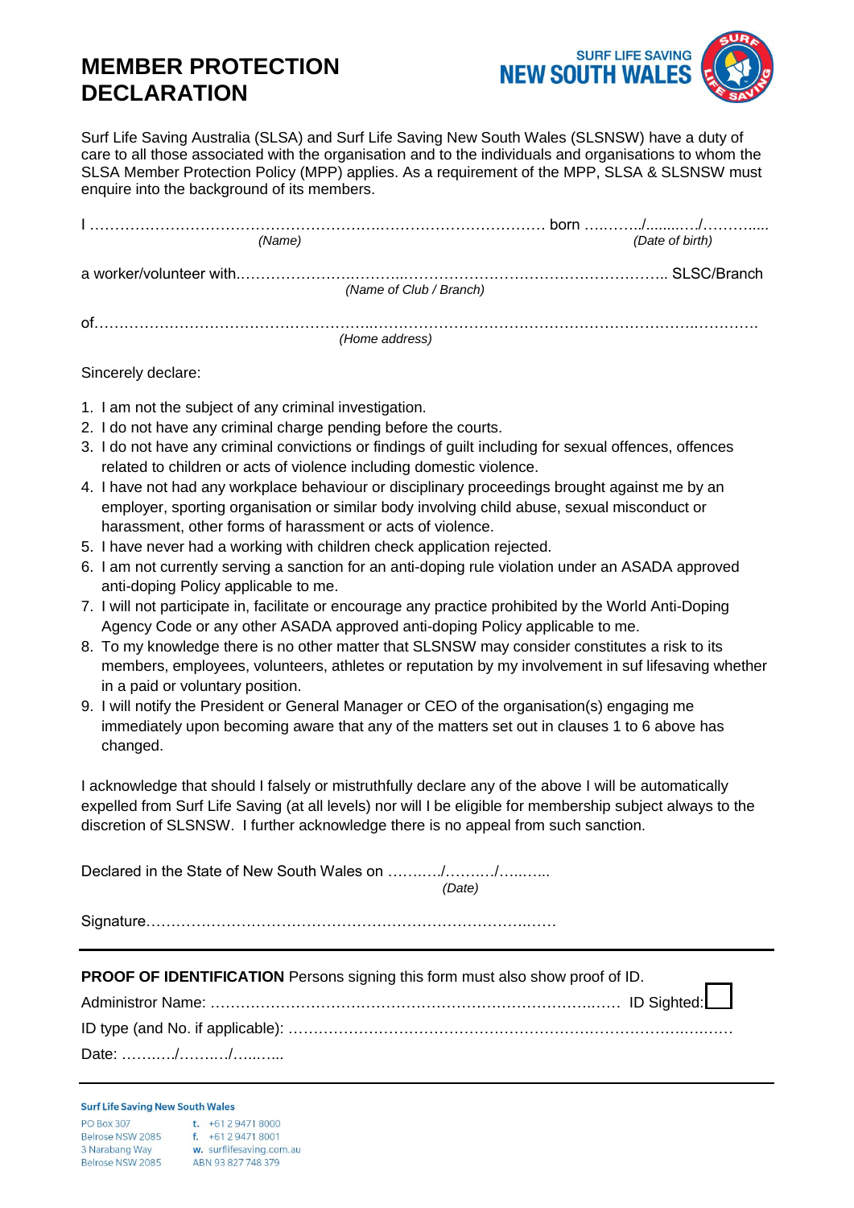# MEMBER PROTECTION DECLARATION

SURF LIFE SAVING NEW SOUTH WALES

Surf Life Saving Australia (SLSA) and Surf Life Saving New South Wales (SLSNSW) have a duty of care to all those associated with the organisation and to the individuals and organisations to whom the SLSA Member Protection Policy (MPP) applies. As a requirement of the MPP, SLSA & SLSNSW must enquire into the background of its members.

I …………………………………………………………………………………… born …….…../………/………....
*(Name)* *(Date of birth)*

a worker/volunteer with…………………………………………………………………………………… SLSC/Branch
*(Name of Club / Branch)*

of……………………………………………………………………………………………………………………….
*(Home address)*

Sincerely declare:

1. I am not the subject of any criminal investigation.
2. I do not have any criminal charge pending before the courts.
3. I do not have any criminal convictions or findings of guilt including for sexual offences, offences related to children or acts of violence including domestic violence.
4. I have not had any workplace behaviour or disciplinary proceedings brought against me by an employer, sporting organisation or similar body involving child abuse, sexual misconduct or harassment, other forms of harassment or acts of violence.
5. I have never had a working with children check application rejected.
6. I am not currently serving a sanction for an anti-doping rule violation under an ASADA approved anti-doping Policy applicable to me.
7. I will not participate in, facilitate or encourage any practice prohibited by the World Anti-Doping Agency Code or any other ASADA approved anti-doping Policy applicable to me.
8. To my knowledge there is no other matter that SLSNSW may consider constitutes a risk to its members, employees, volunteers, athletes or reputation by my involvement in suf lifesaving whether in a paid or voluntary position.
9. I will notify the President or General Manager or CEO of the organisation(s) engaging me immediately upon becoming aware that any of the matters set out in clauses 1 to 6 above has changed.

I acknowledge that should I falsely or mistruthfully declare any of the above I will be automatically expelled from Surf Life Saving (at all levels) nor will I be eligible for membership subject always to the discretion of SLSNSW. I further acknowledge there is no appeal from such sanction.

Declared in the State of New South Wales on ………./………./………
*(Date)*

Signature……………………………………………………………………………

---

**PROOF OF IDENTIFICATION** Persons signing this form must also show proof of ID.

Administror Name: ……………………………………………………………………… ID Sighted: ☐

ID type (and No. if applicable): ……………………………………………………………………………

Date: ………./………./………

---

**Surf Life Saving New South Wales**

PO Box 307
Belrose NSW 2085
3 Narabang Way
Belrose NSW 2085

t. +61 2 9471 8000
f. +61 2 9471 8001
w. surflifesaving.com.au
ABN 93 827 748 379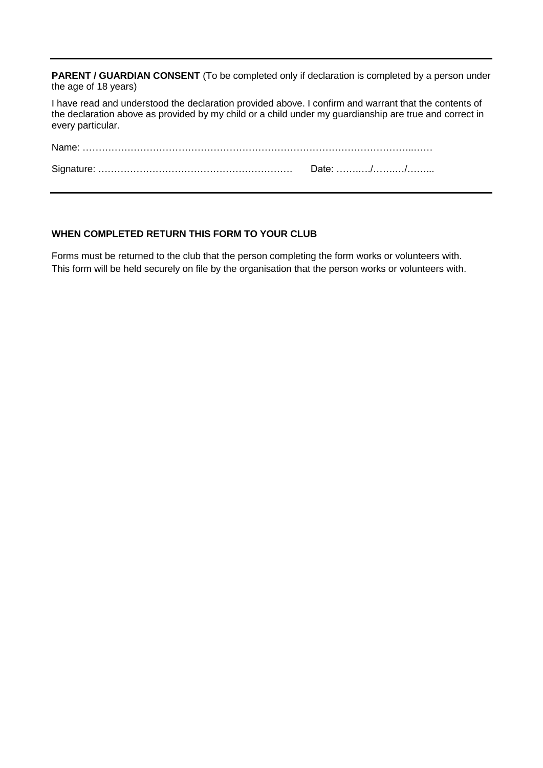---

**PARENT / GUARDIAN CONSENT** (To be completed only if declaration is completed by a person under the age of 18 years)

I have read and understood the declaration provided above. I confirm and warrant that the contents of the declaration above as provided by my child or a child under my guardianship are true and correct in every particular.

Name: …………………………………………………………………………………………..……

Signature: ……………………………………………………… Date: ………./………./……...

---

**WHEN COMPLETED RETURN THIS FORM TO YOUR CLUB**

Forms must be returned to the club that the person completing the form works or volunteers with.
This form will be held securely on file by the organisation that the person works or volunteers with.